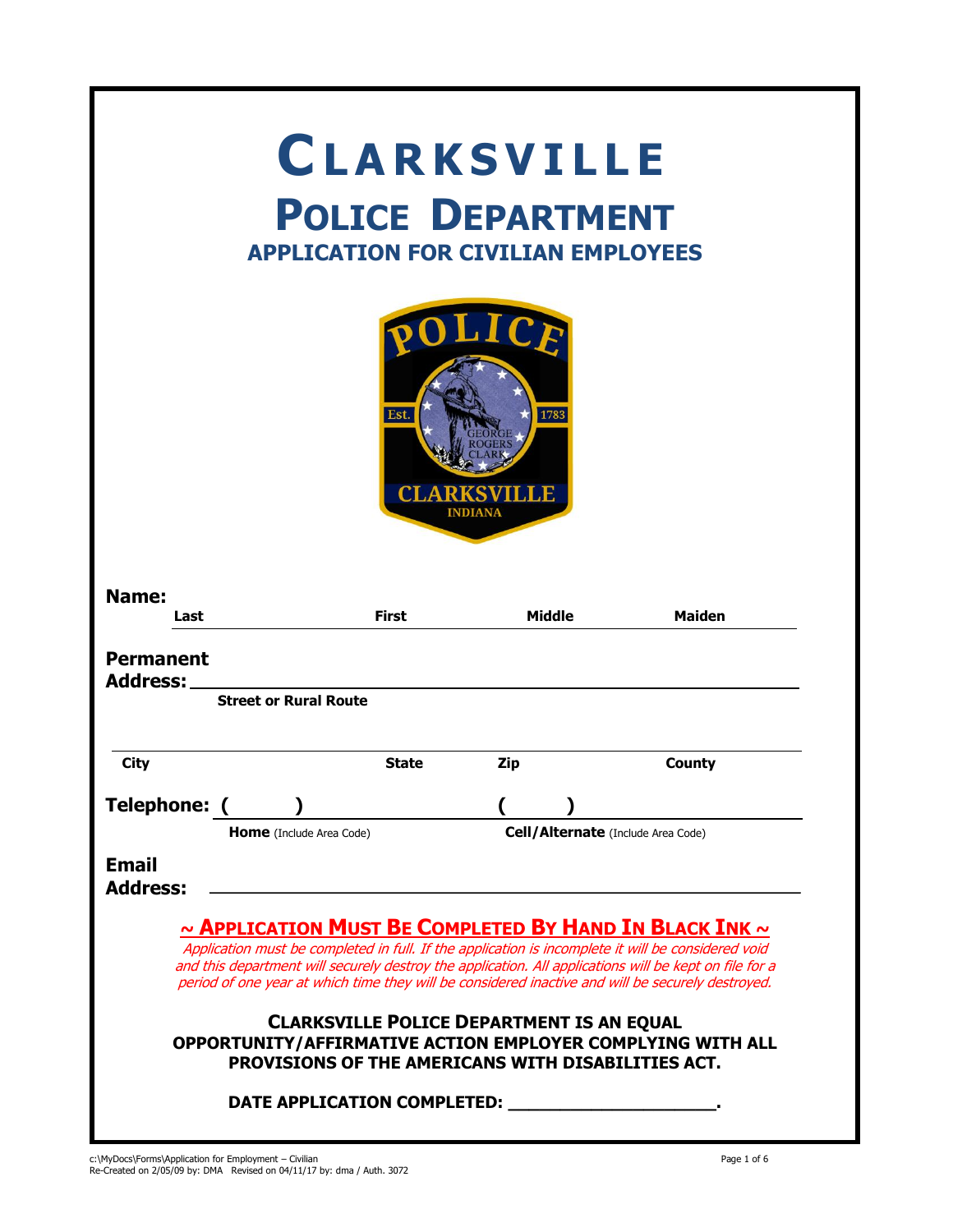# CLARKSVILLE
## POLICE DEPARTMENT
### APPLICATION FOR CIVILIAN EMPLOYEES

**Name:**

**Last** ______________________ **First** ______________________ **Middle** ______________________ **Maiden**

**Permanent Address:** ____________________________________________

**Street or Rural Route**

____________________________________________

**City** **State** **Zip** **County**

**Telephone:** ( ) ____________________ ( ) ____________________

**Home** (Include Area Code) **Cell/Alternate** (Include Area Code)

**Email Address:** ____________________________________________

**~ APPLICATION MUST BE COMPLETED BY HAND IN BLACK INK ~**

*Application must be completed in full. If the application is incomplete it will be considered void and this department will securely destroy the application. All applications will be kept on file for a period of one year at which time they will be considered inactive and will be securely destroyed.*

**CLARKSVILLE POLICE DEPARTMENT IS AN EQUAL OPPORTUNITY/AFFIRMATIVE ACTION EMPLOYER COMPLYING WITH ALL PROVISIONS OF THE AMERICANS WITH DISABILITIES ACT.**

**DATE APPLICATION COMPLETED: ____________________.**

c:\MyDocs\Forms\Application for Employment – Civilian
Re-Created on 2/05/09 by: DMA Revised on 04/11/17 by: dma / Auth. 3072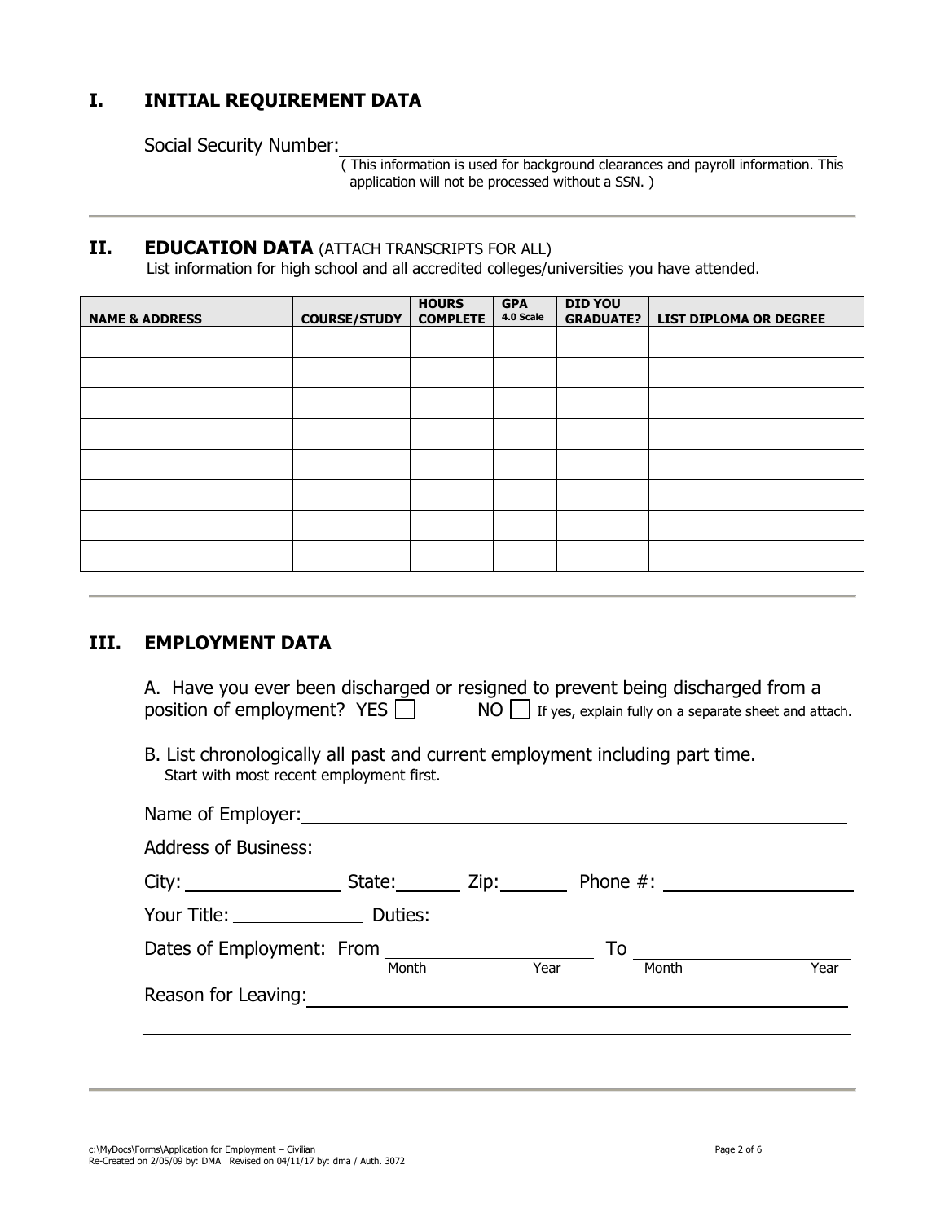## I. INITIAL REQUIREMENT DATA

Social Security Number: ______________________________

( This information is used for background clearances and payroll information. This application will not be processed without a SSN. )

---

## II. EDUCATION DATA (ATTACH TRANSCRIPTS FOR ALL)

List information for high school and all accredited colleges/universities you have attended.

| NAME & ADDRESS | COURSE/STUDY | HOURS COMPLETE | GPA 4.0 Scale | DID YOU GRADUATE? | LIST DIPLOMA OR DEGREE |
|---|---|---|---|---|---|
| | | | | | |
| | | | | | |
| | | | | | |
| | | | | | |
| | | | | | |
| | | | | | |
| | | | | | |
| | | | | | |

---

## III. EMPLOYMENT DATA

A. Have you ever been discharged or resigned to prevent being discharged from a position of employment? YES ☐ NO ☐ If yes, explain fully on a separate sheet and attach.

B. List chronologically all past and current employment including part time.
Start with most recent employment first.

Name of Employer: ______________________________

Address of Business: ______________________________

City: ______________ State: ________ Zip: ________ Phone #: ______________

Your Title: ______________ Duties: ______________________________

Dates of Employment: From ______ ______ To ______ ______
Month Year Month Year

Reason for Leaving: ______________________________

______________________________

---

c:\MyDocs\Forms\Application for Employment – Civilian
Re-Created on 2/05/09 by: DMA Revised on 04/11/17 by: dma / Auth. 3072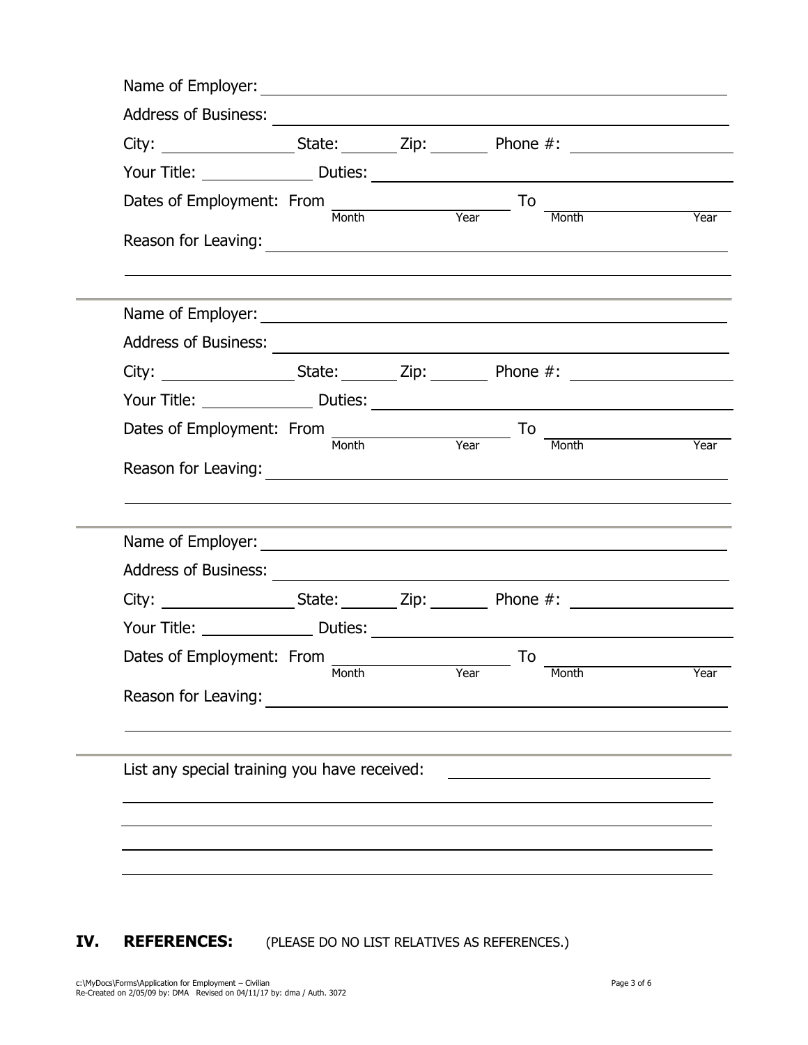Name of Employer: \_\_\_\_\_\_\_\_\_\_\_\_\_\_\_\_\_\_\_\_\_\_\_\_\_\_\_\_\_\_\_\_\_\_\_\_\_\_\_\_

Address of Business: \_\_\_\_\_\_\_\_\_\_\_\_\_\_\_\_\_\_\_\_\_\_\_\_\_\_\_\_\_\_\_\_\_\_\_\_\_\_\_\_

City: \_\_\_\_\_\_\_\_\_\_\_\_ State: \_\_\_\_\_\_ Zip: \_\_\_\_\_\_ Phone #: \_\_\_\_\_\_\_\_\_\_\_\_\_\_\_

Your Title: \_\_\_\_\_\_\_\_\_\_\_\_ Duties: \_\_\_\_\_\_\_\_\_\_\_\_\_\_\_\_\_\_\_\_\_\_\_\_\_\_\_\_\_\_\_\_

Dates of Employment: From \_\_\_\_\_\_\_\_ (Month) \_\_\_\_\_\_\_\_ (Year) To \_\_\_\_\_\_\_\_ (Month) \_\_\_\_\_\_\_\_ (Year)

Reason for Leaving: \_\_\_\_\_\_\_\_\_\_\_\_\_\_\_\_\_\_\_\_\_\_\_\_\_\_\_\_\_\_\_\_\_\_\_\_\_\_\_\_

\_\_\_\_\_\_\_\_\_\_\_\_\_\_\_\_\_\_\_\_\_\_\_\_\_\_\_\_\_\_\_\_\_\_\_\_\_\_\_\_\_\_\_\_\_\_\_\_\_\_\_\_\_\_\_\_

---

Name of Employer: \_\_\_\_\_\_\_\_\_\_\_\_\_\_\_\_\_\_\_\_\_\_\_\_\_\_\_\_\_\_\_\_\_\_\_\_\_\_\_\_

Address of Business: \_\_\_\_\_\_\_\_\_\_\_\_\_\_\_\_\_\_\_\_\_\_\_\_\_\_\_\_\_\_\_\_\_\_\_\_\_\_\_\_

City: \_\_\_\_\_\_\_\_\_\_\_\_ State: \_\_\_\_\_\_ Zip: \_\_\_\_\_\_ Phone #: \_\_\_\_\_\_\_\_\_\_\_\_\_\_\_

Your Title: \_\_\_\_\_\_\_\_\_\_\_\_ Duties: \_\_\_\_\_\_\_\_\_\_\_\_\_\_\_\_\_\_\_\_\_\_\_\_\_\_\_\_\_\_\_\_

Dates of Employment: From \_\_\_\_\_\_\_\_ (Month) \_\_\_\_\_\_\_\_ (Year) To \_\_\_\_\_\_\_\_ (Month) \_\_\_\_\_\_\_\_ (Year)

Reason for Leaving: \_\_\_\_\_\_\_\_\_\_\_\_\_\_\_\_\_\_\_\_\_\_\_\_\_\_\_\_\_\_\_\_\_\_\_\_\_\_\_\_

\_\_\_\_\_\_\_\_\_\_\_\_\_\_\_\_\_\_\_\_\_\_\_\_\_\_\_\_\_\_\_\_\_\_\_\_\_\_\_\_\_\_\_\_\_\_\_\_\_\_\_\_\_\_\_\_

---

Name of Employer: \_\_\_\_\_\_\_\_\_\_\_\_\_\_\_\_\_\_\_\_\_\_\_\_\_\_\_\_\_\_\_\_\_\_\_\_\_\_\_\_

Address of Business: \_\_\_\_\_\_\_\_\_\_\_\_\_\_\_\_\_\_\_\_\_\_\_\_\_\_\_\_\_\_\_\_\_\_\_\_\_\_\_\_

City: \_\_\_\_\_\_\_\_\_\_\_\_ State: \_\_\_\_\_\_ Zip: \_\_\_\_\_\_ Phone #: \_\_\_\_\_\_\_\_\_\_\_\_\_\_\_

Your Title: \_\_\_\_\_\_\_\_\_\_\_\_ Duties: \_\_\_\_\_\_\_\_\_\_\_\_\_\_\_\_\_\_\_\_\_\_\_\_\_\_\_\_\_\_\_\_

Dates of Employment: From \_\_\_\_\_\_\_\_ (Month) \_\_\_\_\_\_\_\_ (Year) To \_\_\_\_\_\_\_\_ (Month) \_\_\_\_\_\_\_\_ (Year)

Reason for Leaving: \_\_\_\_\_\_\_\_\_\_\_\_\_\_\_\_\_\_\_\_\_\_\_\_\_\_\_\_\_\_\_\_\_\_\_\_\_\_\_\_

\_\_\_\_\_\_\_\_\_\_\_\_\_\_\_\_\_\_\_\_\_\_\_\_\_\_\_\_\_\_\_\_\_\_\_\_\_\_\_\_\_\_\_\_\_\_\_\_\_\_\_\_\_\_\_\_

---

List any special training you have received: \_\_\_\_\_\_\_\_\_\_\_\_\_\_\_\_\_\_\_\_\_\_\_\_

\_\_\_\_\_\_\_\_\_\_\_\_\_\_\_\_\_\_\_\_\_\_\_\_\_\_\_\_\_\_\_\_\_\_\_\_\_\_\_\_\_\_\_\_\_\_\_\_\_\_\_\_\_\_\_\_

\_\_\_\_\_\_\_\_\_\_\_\_\_\_\_\_\_\_\_\_\_\_\_\_\_\_\_\_\_\_\_\_\_\_\_\_\_\_\_\_\_\_\_\_\_\_\_\_\_\_\_\_\_\_\_\_

\_\_\_\_\_\_\_\_\_\_\_\_\_\_\_\_\_\_\_\_\_\_\_\_\_\_\_\_\_\_\_\_\_\_\_\_\_\_\_\_\_\_\_\_\_\_\_\_\_\_\_\_\_\_\_\_

\_\_\_\_\_\_\_\_\_\_\_\_\_\_\_\_\_\_\_\_\_\_\_\_\_\_\_\_\_\_\_\_\_\_\_\_\_\_\_\_\_\_\_\_\_\_\_\_\_\_\_\_\_\_\_\_

## IV. REFERENCES: (PLEASE DO NO LIST RELATIVES AS REFERENCES.)

c:\MyDocs\Forms\Application for Employment – Civilian
Re-Created on 2/05/09 by: DMA Revised on 04/11/17 by: dma / Auth. 3072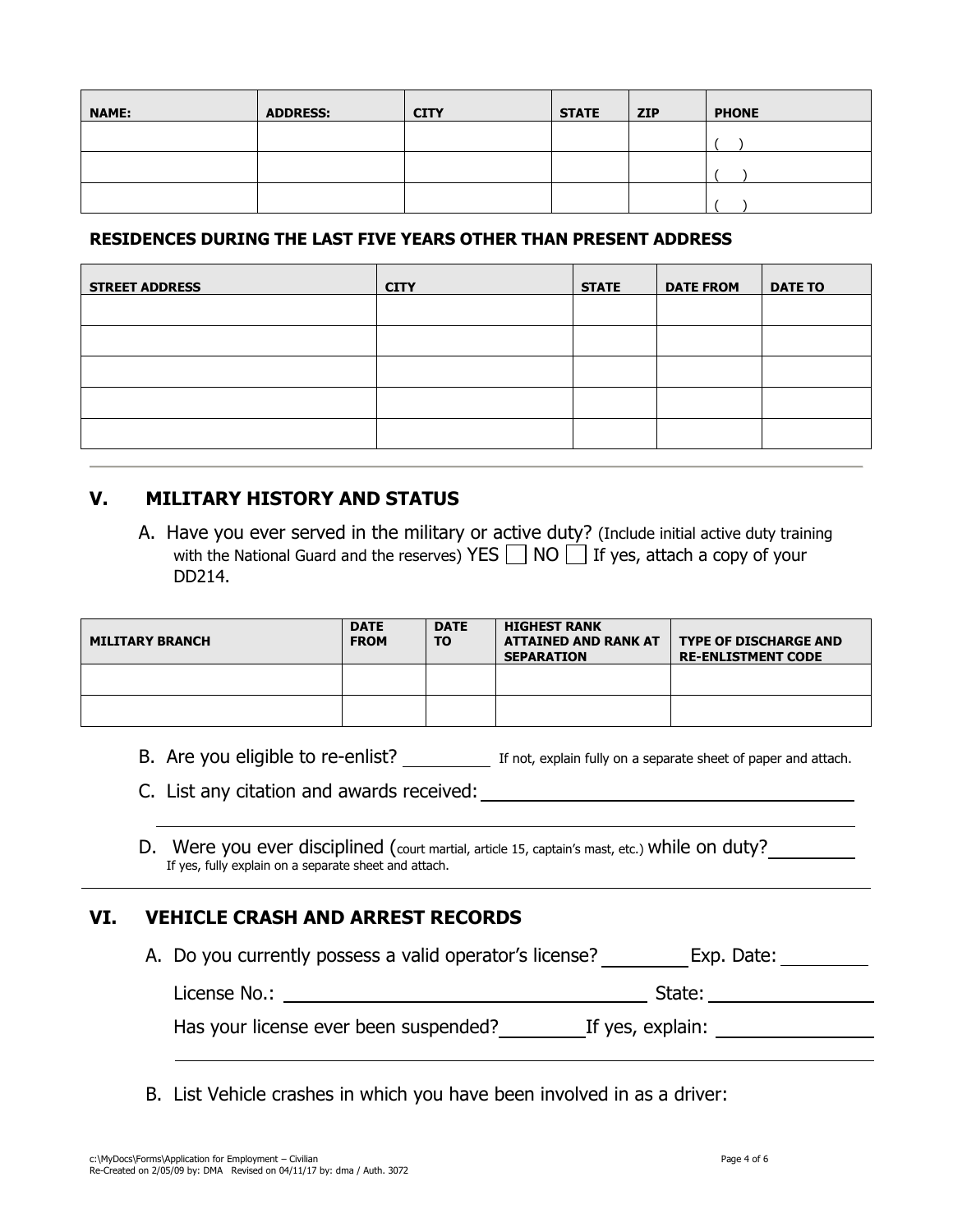| NAME: | ADDRESS: | CITY | STATE | ZIP | PHONE |
|---|---|---|---|---|---|
| | | | | | (    ) |
| | | | | | (    ) |
| | | | | | (    ) |

**RESIDENCES DURING THE LAST FIVE YEARS OTHER THAN PRESENT ADDRESS**

| STREET ADDRESS | CITY | STATE | DATE FROM | DATE TO |
|---|---|---|---|---|
| | | | | |
| | | | | |
| | | | | |
| | | | | |
| | | | | |

## V. MILITARY HISTORY AND STATUS

A. Have you ever served in the military or active duty? (Include initial active duty training with the National Guard and the reserves) YES ☐ NO ☐ If yes, attach a copy of your DD214.

| MILITARY BRANCH | DATE FROM | DATE TO | HIGHEST RANK ATTAINED AND RANK AT SEPARATION | TYPE OF DISCHARGE AND RE-ENLISTMENT CODE |
|---|---|---|---|---|
| | | | | |
| | | | | |

B. Are you eligible to re-enlist? __________ If not, explain fully on a separate sheet of paper and attach.

C. List any citation and awards received: ________________________________________

________________________________________________________________________

D. Were you ever disciplined (court martial, article 15, captain's mast, etc.) while on duty? __________
If yes, fully explain on a separate sheet and attach.

## VI. VEHICLE CRASH AND ARREST RECORDS

A. Do you currently possess a valid operator's license? __________ Exp. Date: __________

License No.: ________________________________________ State: __________________

Has your license ever been suspended? __________ If yes, explain: __________________

________________________________________________________________________

B. List Vehicle crashes in which you have been involved in as a driver: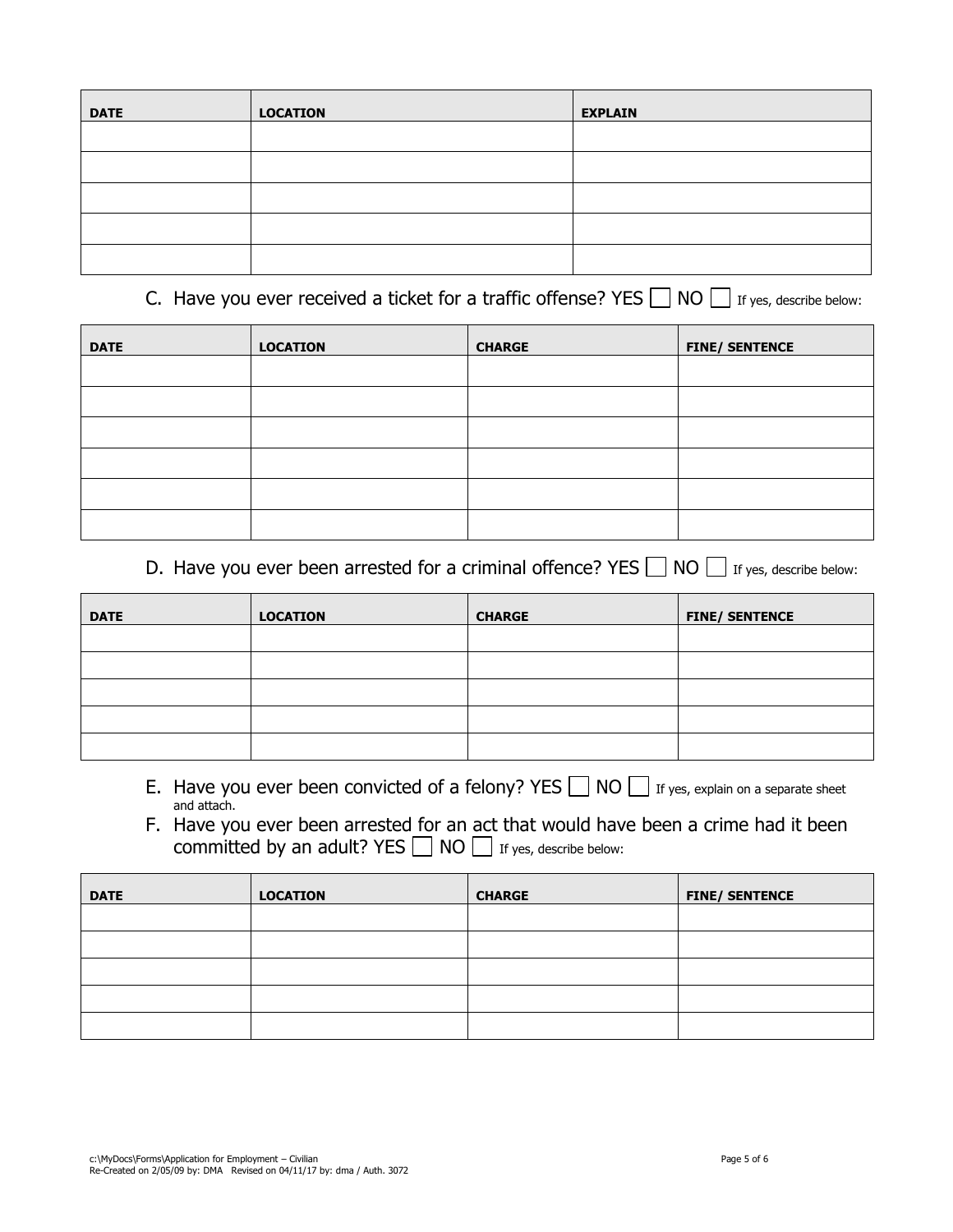| DATE | LOCATION | EXPLAIN |
| --- | --- | --- |
| | | |
| | | |
| | | |
| | | |
| | | |

C. Have you ever received a ticket for a traffic offense? YES ☐ NO ☐ If yes, describe below:

| DATE | LOCATION | CHARGE | FINE/ SENTENCE |
| --- | --- | --- | --- |
| | | | |
| | | | |
| | | | |
| | | | |
| | | | |
| | | | |

D. Have you ever been arrested for a criminal offence? YES ☐ NO ☐ If yes, describe below:

| DATE | LOCATION | CHARGE | FINE/ SENTENCE |
| --- | --- | --- | --- |
| | | | |
| | | | |
| | | | |
| | | | |
| | | | |

E. Have you ever been convicted of a felony? YES ☐ NO ☐ If yes, explain on a separate sheet and attach.

F. Have you ever been arrested for an act that would have been a crime had it been committed by an adult? YES ☐ NO ☐ If yes, describe below:

| DATE | LOCATION | CHARGE | FINE/ SENTENCE |
| --- | --- | --- | --- |
| | | | |
| | | | |
| | | | |
| | | | |
| | | | |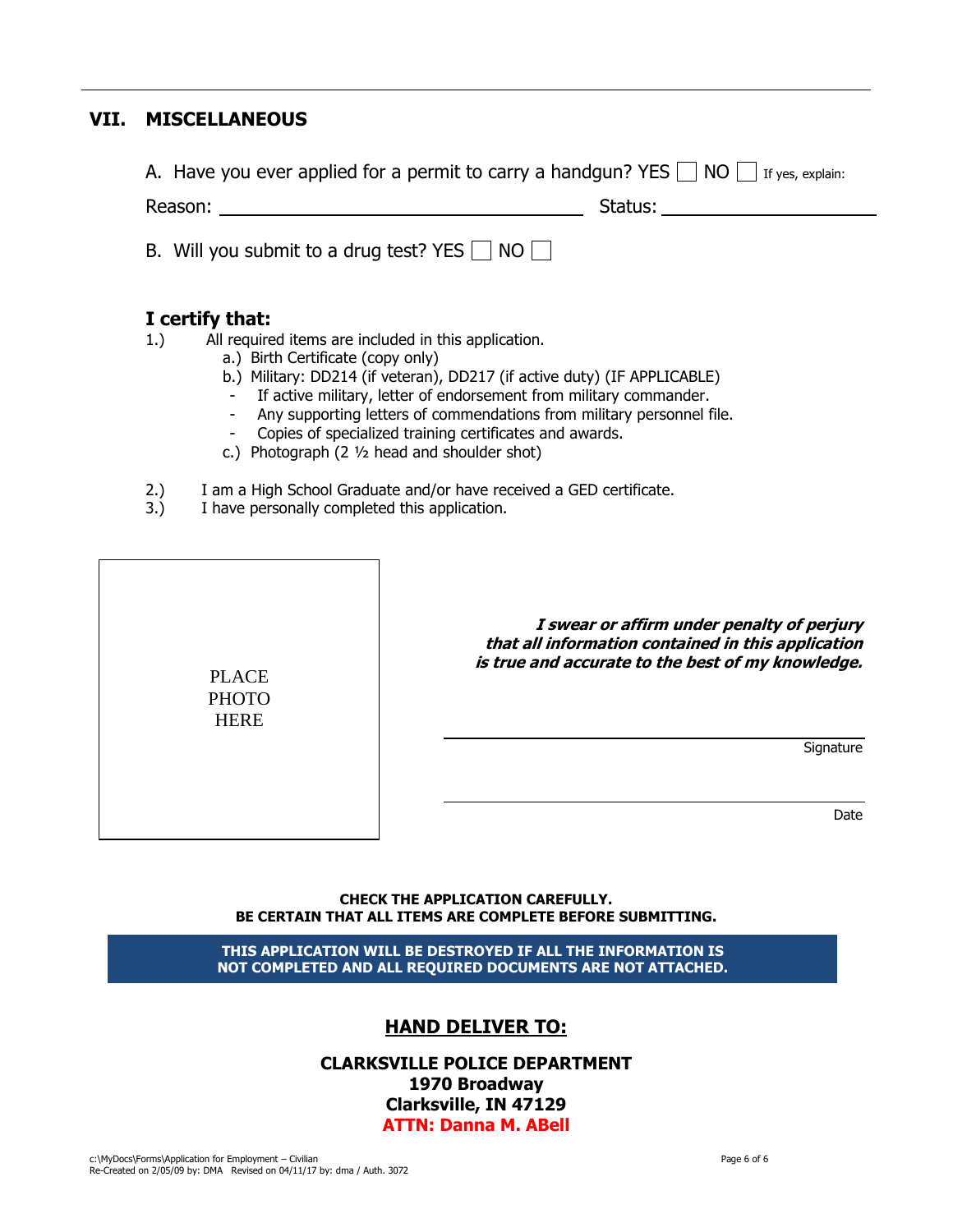## VII. MISCELLANEOUS

A. Have you ever applied for a permit to carry a handgun? YES ☐ NO ☐ If yes, explain:

Reason: ______________________________ Status: ____________________

B. Will you submit to a drug test? YES ☐ NO ☐

### I certify that:

1.) All required items are included in this application.
   - a.) Birth Certificate (copy only)
   - b.) Military: DD214 (if veteran), DD217 (if active duty) (IF APPLICABLE)
     - If active military, letter of endorsement from military commander.
     - Any supporting letters of commendations from military personnel file.
     - Copies of specialized training certificates and awards.
   - c.) Photograph (2 ½ head and shoulder shot)

2.) I am a High School Graduate and/or have received a GED certificate.

3.) I have personally completed this application.

PLACE PHOTO HERE

***I swear or affirm under penalty of perjury that all information contained in this application is true and accurate to the best of my knowledge.***

______________________________
Signature

______________________________
Date

**CHECK THE APPLICATION CAREFULLY.**
**BE CERTAIN THAT ALL ITEMS ARE COMPLETE BEFORE SUBMITTING.**

**THIS APPLICATION WILL BE DESTROYED IF ALL THE INFORMATION IS NOT COMPLETED AND ALL REQUIRED DOCUMENTS ARE NOT ATTACHED.**

## HAND DELIVER TO:

**CLARKSVILLE POLICE DEPARTMENT**
**1970 Broadway**
**Clarksville, IN 47129**
**ATTN: Danna M. ABell**

c:\MyDocs\Forms\Application for Employment – Civilian
Re-Created on 2/05/09 by: DMA Revised on 04/11/17 by: dma / Auth. 3072